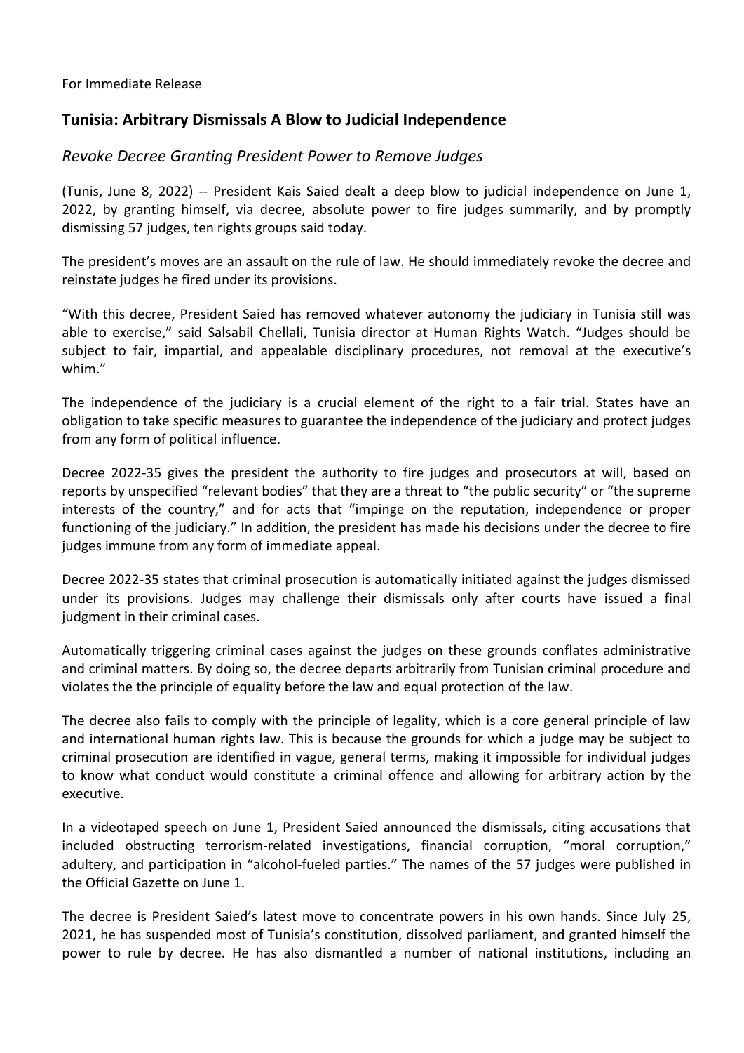For Immediate Release

## Tunisia: Arbitrary Dismissals A Blow to Judicial Independence

### *Revoke Decree Granting President Power to Remove Judges*

(Tunis, June 8, 2022) -- President Kais Saied dealt a deep blow to judicial independence on June 1, 2022, by granting himself, via decree, absolute power to fire judges summarily, and by promptly dismissing 57 judges, ten rights groups said today.

The president's moves are an assault on the rule of law. He should immediately revoke the decree and reinstate judges he fired under its provisions.

"With this decree, President Saied has removed whatever autonomy the judiciary in Tunisia still was able to exercise," said Salsabil Chellali, Tunisia director at Human Rights Watch. "Judges should be subject to fair, impartial, and appealable disciplinary procedures, not removal at the executive's whim."

The independence of the judiciary is a crucial element of the right to a fair trial. States have an obligation to take specific measures to guarantee the independence of the judiciary and protect judges from any form of political influence.

Decree 2022-35 gives the president the authority to fire judges and prosecutors at will, based on reports by unspecified "relevant bodies" that they are a threat to "the public security" or "the supreme interests of the country," and for acts that "impinge on the reputation, independence or proper functioning of the judiciary." In addition, the president has made his decisions under the decree to fire judges immune from any form of immediate appeal.

Decree 2022-35 states that criminal prosecution is automatically initiated against the judges dismissed under its provisions. Judges may challenge their dismissals only after courts have issued a final judgment in their criminal cases.

Automatically triggering criminal cases against the judges on these grounds conflates administrative and criminal matters. By doing so, the decree departs arbitrarily from Tunisian criminal procedure and violates the the principle of equality before the law and equal protection of the law.

The decree also fails to comply with the principle of legality, which is a core general principle of law and international human rights law. This is because the grounds for which a judge may be subject to criminal prosecution are identified in vague, general terms, making it impossible for individual judges to know what conduct would constitute a criminal offence and allowing for arbitrary action by the executive.

In a videotaped speech on June 1, President Saied announced the dismissals, citing accusations that included obstructing terrorism-related investigations, financial corruption, "moral corruption," adultery, and participation in "alcohol-fueled parties." The names of the 57 judges were published in the Official Gazette on June 1.

The decree is President Saied's latest move to concentrate powers in his own hands. Since July 25, 2021, he has suspended most of Tunisia's constitution, dissolved parliament, and granted himself the power to rule by decree. He has also dismantled a number of national institutions, including an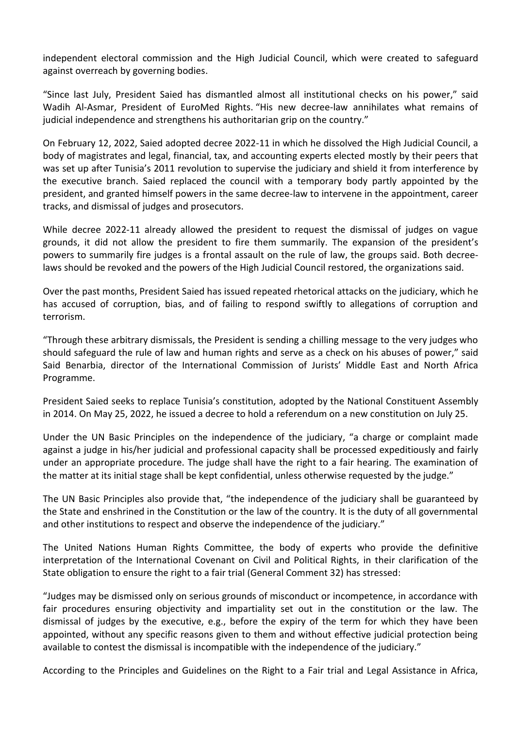independent electoral commission and the High Judicial Council, which were created to safeguard against overreach by governing bodies.

"Since last July, President Saied has dismantled almost all institutional checks on his power," said Wadih Al-Asmar, President of EuroMed Rights. "His new decree-law annihilates what remains of judicial independence and strengthens his authoritarian grip on the country."

On February 12, 2022, Saied adopted decree 2022-11 in which he dissolved the High Judicial Council, a body of magistrates and legal, financial, tax, and accounting experts elected mostly by their peers that was set up after Tunisia's 2011 revolution to supervise the judiciary and shield it from interference by the executive branch. Saied replaced the council with a temporary body partly appointed by the president, and granted himself powers in the same decree-law to intervene in the appointment, career tracks, and dismissal of judges and prosecutors.

While decree 2022-11 already allowed the president to request the dismissal of judges on vague grounds, it did not allow the president to fire them summarily. The expansion of the president's powers to summarily fire judges is a frontal assault on the rule of law, the groups said. Both decree-laws should be revoked and the powers of the High Judicial Council restored, the organizations said.

Over the past months, President Saied has issued repeated rhetorical attacks on the judiciary, which he has accused of corruption, bias, and of failing to respond swiftly to allegations of corruption and terrorism.

"Through these arbitrary dismissals, the President is sending a chilling message to the very judges who should safeguard the rule of law and human rights and serve as a check on his abuses of power," said Said Benarbia, director of the International Commission of Jurists' Middle East and North Africa Programme.

President Saied seeks to replace Tunisia's constitution, adopted by the National Constituent Assembly in 2014. On May 25, 2022, he issued a decree to hold a referendum on a new constitution on July 25.

Under the UN Basic Principles on the independence of the judiciary, "a charge or complaint made against a judge in his/her judicial and professional capacity shall be processed expeditiously and fairly under an appropriate procedure. The judge shall have the right to a fair hearing. The examination of the matter at its initial stage shall be kept confidential, unless otherwise requested by the judge."

The UN Basic Principles also provide that, "the independence of the judiciary shall be guaranteed by the State and enshrined in the Constitution or the law of the country. It is the duty of all governmental and other institutions to respect and observe the independence of the judiciary."

The United Nations Human Rights Committee, the body of experts who provide the definitive interpretation of the International Covenant on Civil and Political Rights, in their clarification of the State obligation to ensure the right to a fair trial (General Comment 32) has stressed:

"Judges may be dismissed only on serious grounds of misconduct or incompetence, in accordance with fair procedures ensuring objectivity and impartiality set out in the constitution or the law. The dismissal of judges by the executive, e.g., before the expiry of the term for which they have been appointed, without any specific reasons given to them and without effective judicial protection being available to contest the dismissal is incompatible with the independence of the judiciary."

According to the Principles and Guidelines on the Right to a Fair trial and Legal Assistance in Africa,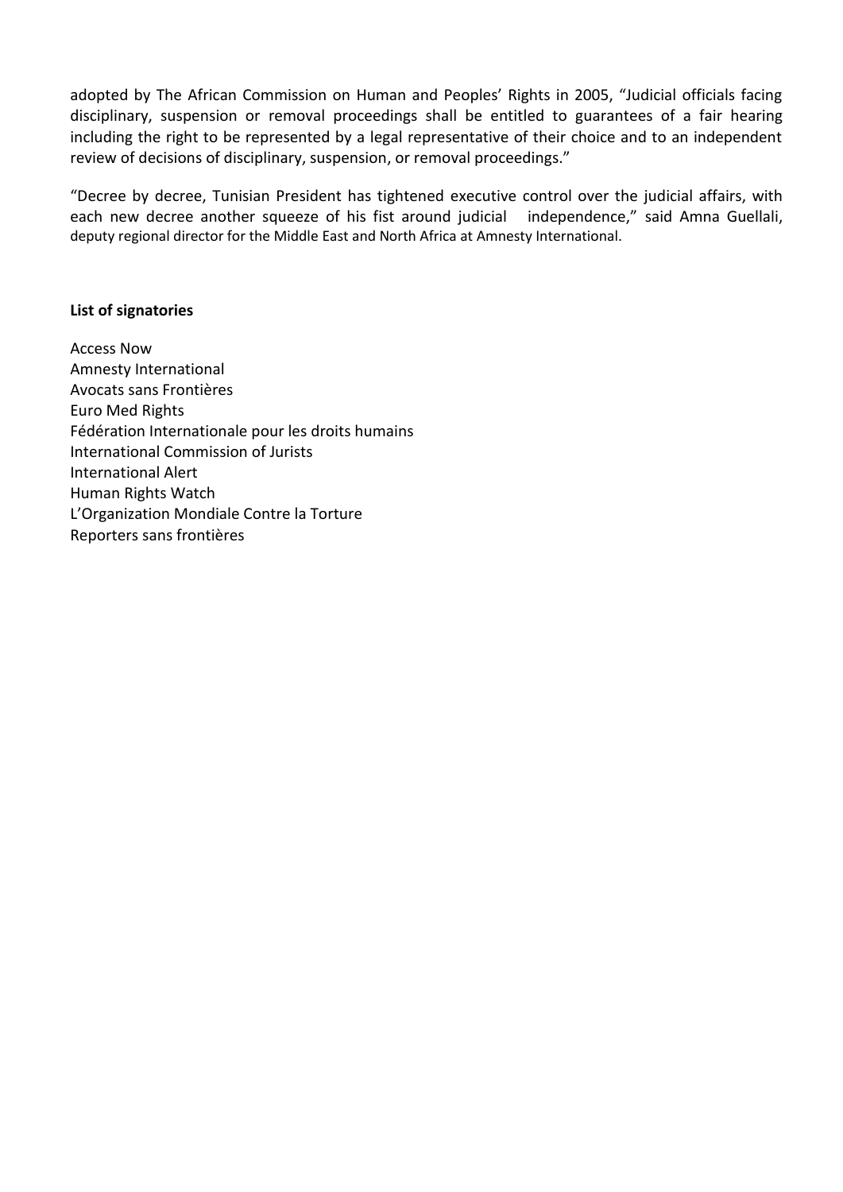adopted by The African Commission on Human and Peoples' Rights in 2005, "Judicial officials facing disciplinary, suspension or removal proceedings shall be entitled to guarantees of a fair hearing including the right to be represented by a legal representative of their choice and to an independent review of decisions of disciplinary, suspension, or removal proceedings."

"Decree by decree, Tunisian President has tightened executive control over the judicial affairs, with each new decree another squeeze of his fist around judicial independence," said Amna Guellali, deputy regional director for the Middle East and North Africa at Amnesty International.

**List of signatories**

Access Now
Amnesty International
Avocats sans Frontières
Euro Med Rights
Fédération Internationale pour les droits humains
International Commission of Jurists
International Alert
Human Rights Watch
L'Organization Mondiale Contre la Torture
Reporters sans frontières